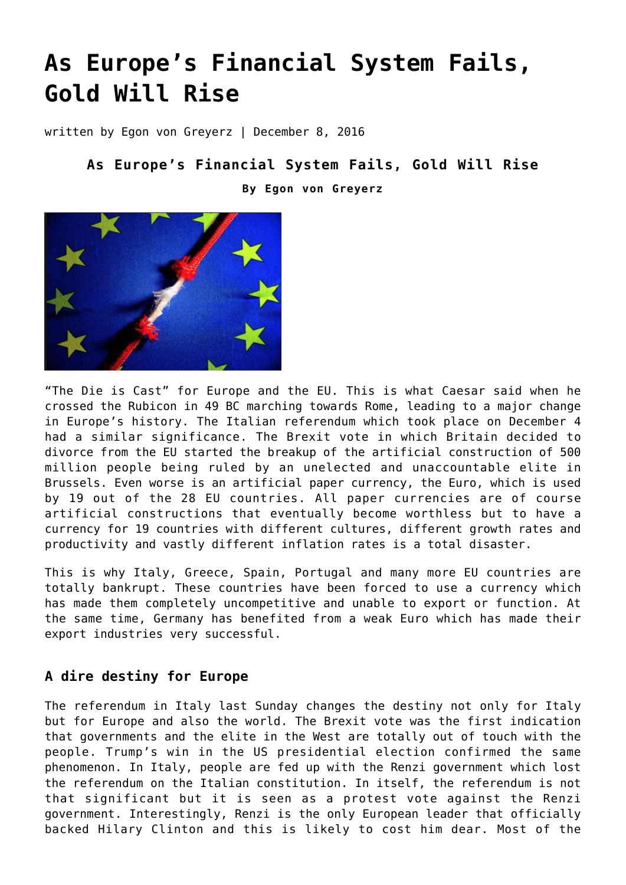# As Europe's Financial System Fails, Gold Will Rise

written by Egon von Greyerz | December 8, 2016

**As Europe's Financial System Fails, Gold Will Rise**

**By Egon von Greyerz**

"The Die is Cast" for Europe and the EU. This is what Caesar said when he crossed the Rubicon in 49 BC marching towards Rome, leading to a major change in Europe's history. The Italian referendum which took place on December 4 had a similar significance. The Brexit vote in which Britain decided to divorce from the EU started the breakup of the artificial construction of 500 million people being ruled by an unelected and unaccountable elite in Brussels. Even worse is an artificial paper currency, the Euro, which is used by 19 out of the 28 EU countries. All paper currencies are of course artificial constructions that eventually become worthless but to have a currency for 19 countries with different cultures, different growth rates and productivity and vastly different inflation rates is a total disaster.

This is why Italy, Greece, Spain, Portugal and many more EU countries are totally bankrupt. These countries have been forced to use a currency which has made them completely uncompetitive and unable to export or function. At the same time, Germany has benefited from a weak Euro which has made their export industries very successful.

### A dire destiny for Europe

The referendum in Italy last Sunday changes the destiny not only for Italy but for Europe and also the world. The Brexit vote was the first indication that governments and the elite in the West are totally out of touch with the people. Trump's win in the US presidential election confirmed the same phenomenon. In Italy, people are fed up with the Renzi government which lost the referendum on the Italian constitution. In itself, the referendum is not that significant but it is seen as a protest vote against the Renzi government. Interestingly, Renzi is the only European leader that officially backed Hilary Clinton and this is likely to cost him dear. Most of the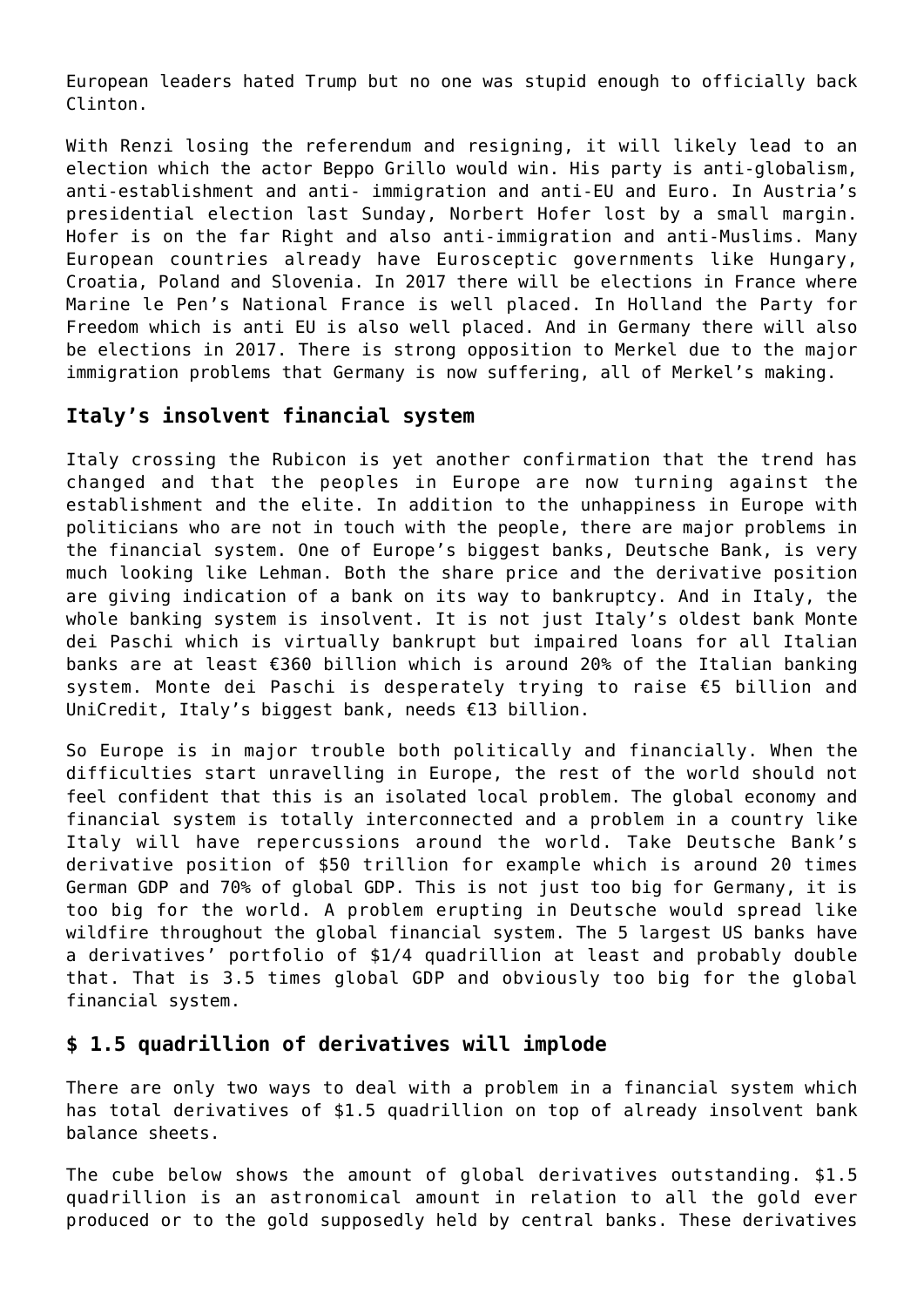European leaders hated Trump but no one was stupid enough to officially back Clinton.

With Renzi losing the referendum and resigning, it will likely lead to an election which the actor Beppo Grillo would win. His party is anti-globalism, anti-establishment and anti- immigration and anti-EU and Euro. In Austria's presidential election last Sunday, Norbert Hofer lost by a small margin. Hofer is on the far Right and also anti-immigration and anti-Muslims. Many European countries already have Eurosceptic governments like Hungary, Croatia, Poland and Slovenia. In 2017 there will be elections in France where Marine le Pen's National France is well placed. In Holland the Party for Freedom which is anti EU is also well placed. And in Germany there will also be elections in 2017. There is strong opposition to Merkel due to the major immigration problems that Germany is now suffering, all of Merkel's making.

## Italy's insolvent financial system

Italy crossing the Rubicon is yet another confirmation that the trend has changed and that the peoples in Europe are now turning against the establishment and the elite. In addition to the unhappiness in Europe with politicians who are not in touch with the people, there are major problems in the financial system. One of Europe's biggest banks, Deutsche Bank, is very much looking like Lehman. Both the share price and the derivative position are giving indication of a bank on its way to bankruptcy. And in Italy, the whole banking system is insolvent. It is not just Italy's oldest bank Monte dei Paschi which is virtually bankrupt but impaired loans for all Italian banks are at least €360 billion which is around 20% of the Italian banking system. Monte dei Paschi is desperately trying to raise €5 billion and UniCredit, Italy's biggest bank, needs €13 billion.

So Europe is in major trouble both politically and financially. When the difficulties start unravelling in Europe, the rest of the world should not feel confident that this is an isolated local problem. The global economy and financial system is totally interconnected and a problem in a country like Italy will have repercussions around the world. Take Deutsche Bank's derivative position of $50 trillion for example which is around 20 times German GDP and 70% of global GDP. This is not just too big for Germany, it is too big for the world. A problem erupting in Deutsche would spread like wildfire throughout the global financial system. The 5 largest US banks have a derivatives' portfolio of $1/4 quadrillion at least and probably double that. That is 3.5 times global GDP and obviously too big for the global financial system.

## $ 1.5 quadrillion of derivatives will implode

There are only two ways to deal with a problem in a financial system which has total derivatives of $1.5 quadrillion on top of already insolvent bank balance sheets.

The cube below shows the amount of global derivatives outstanding. $1.5 quadrillion is an astronomical amount in relation to all the gold ever produced or to the gold supposedly held by central banks. These derivatives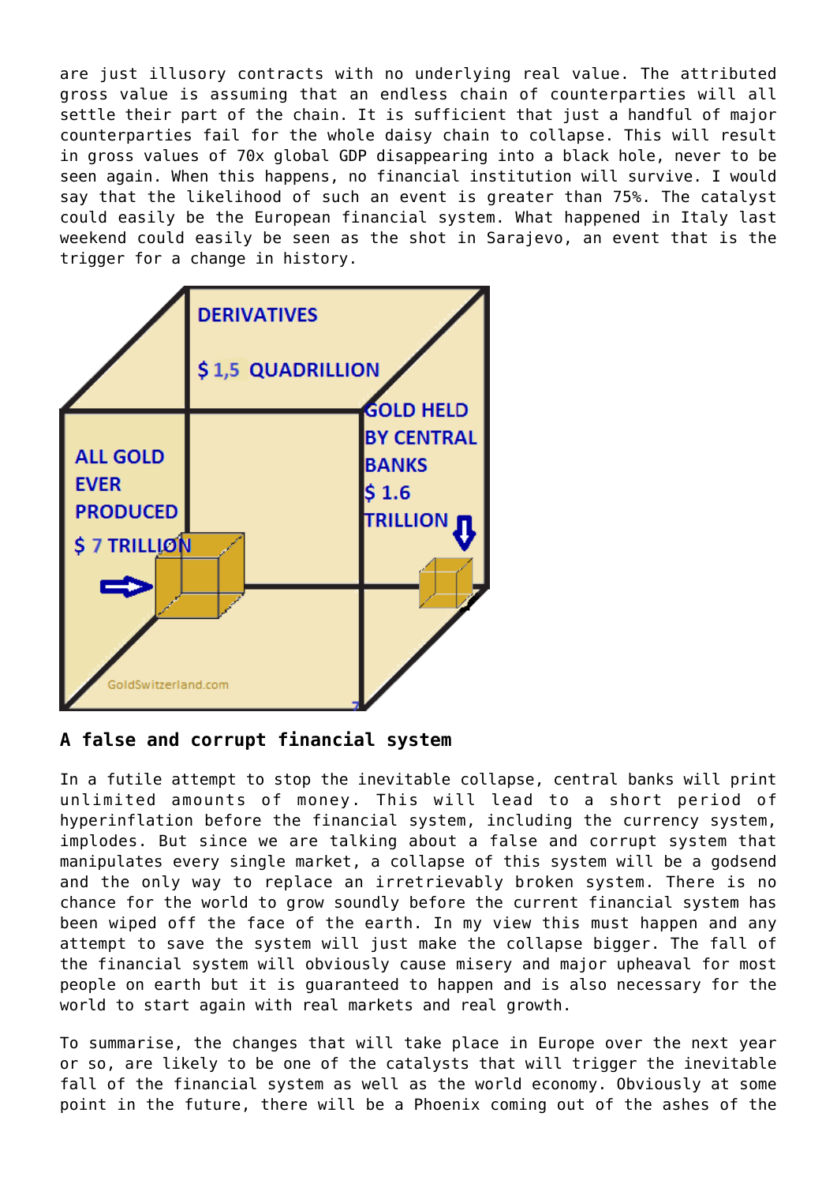are just illusory contracts with no underlying real value. The attributed gross value is assuming that an endless chain of counterparties will all settle their part of the chain. It is sufficient that just a handful of major counterparties fail for the whole daisy chain to collapse. This will result in gross values of 70x global GDP disappearing into a black hole, never to be seen again. When this happens, no financial institution will survive. I would say that the likelihood of such an event is greater than 75%. The catalyst could easily be the European financial system. What happened in Italy last weekend could easily be seen as the shot in Sarajevo, an event that is the trigger for a change in history.

DERIVATIVES

$ 1,5 QUADRILLION

ALL GOLD EVER PRODUCED

$ 7 TRILLION

GOLD HELD BY CENTRAL BANKS

$ 1.6 TRILLION

GoldSwitzerland.com

### A false and corrupt financial system

In a futile attempt to stop the inevitable collapse, central banks will print unlimited amounts of money. This will lead to a short period of hyperinflation before the financial system, including the currency system, implodes. But since we are talking about a false and corrupt system that manipulates every single market, a collapse of this system will be a godsend and the only way to replace an irretrievably broken system. There is no chance for the world to grow soundly before the current financial system has been wiped off the face of the earth. In my view this must happen and any attempt to save the system will just make the collapse bigger. The fall of the financial system will obviously cause misery and major upheaval for most people on earth but it is guaranteed to happen and is also necessary for the world to start again with real markets and real growth.

To summarise, the changes that will take place in Europe over the next year or so, are likely to be one of the catalysts that will trigger the inevitable fall of the financial system as well as the world economy. Obviously at some point in the future, there will be a Phoenix coming out of the ashes of the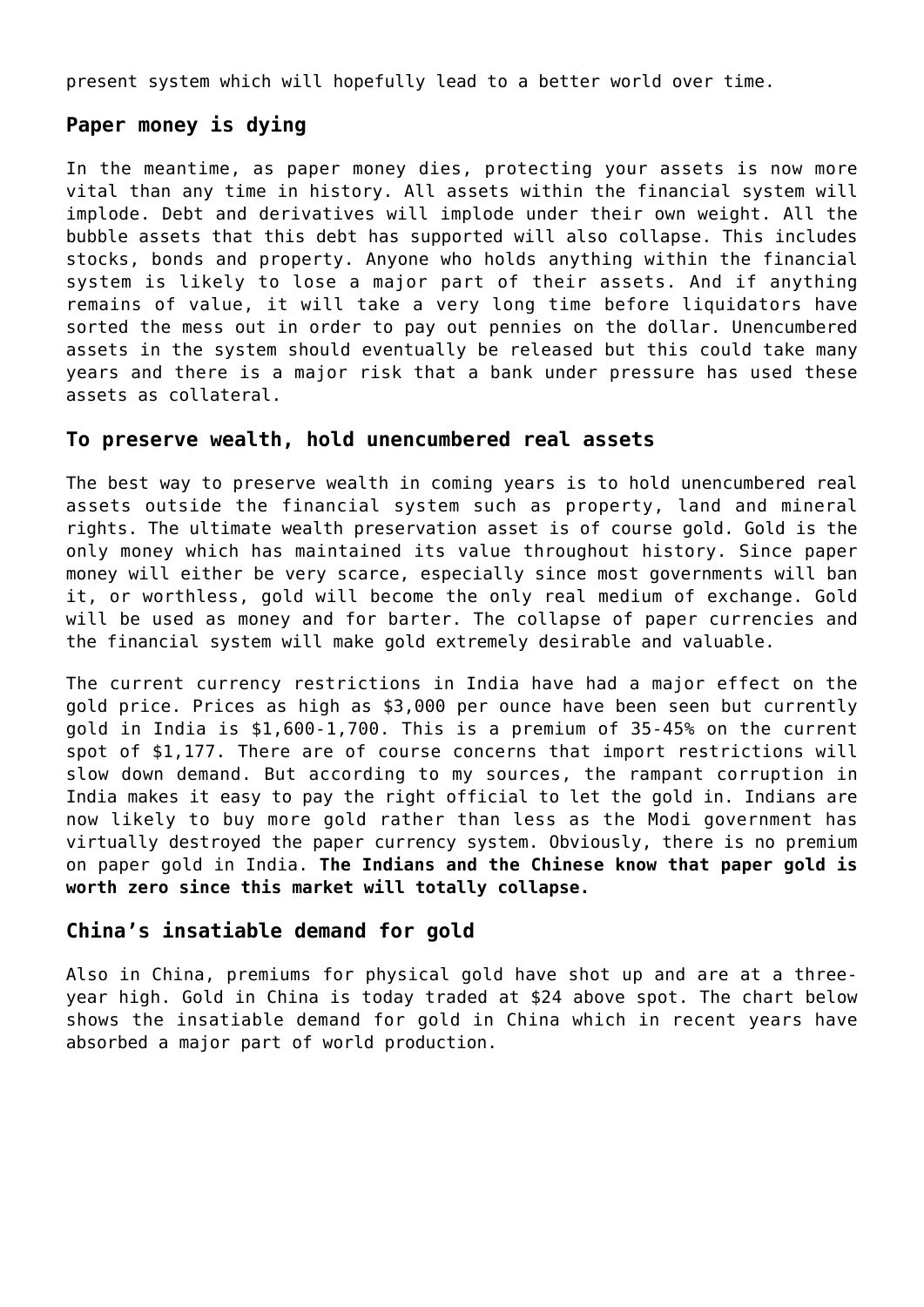present system which will hopefully lead to a better world over time.

## Paper money is dying

In the meantime, as paper money dies, protecting your assets is now more vital than any time in history. All assets within the financial system will implode. Debt and derivatives will implode under their own weight. All the bubble assets that this debt has supported will also collapse. This includes stocks, bonds and property. Anyone who holds anything within the financial system is likely to lose a major part of their assets. And if anything remains of value, it will take a very long time before liquidators have sorted the mess out in order to pay out pennies on the dollar. Unencumbered assets in the system should eventually be released but this could take many years and there is a major risk that a bank under pressure has used these assets as collateral.

## To preserve wealth, hold unencumbered real assets

The best way to preserve wealth in coming years is to hold unencumbered real assets outside the financial system such as property, land and mineral rights. The ultimate wealth preservation asset is of course gold. Gold is the only money which has maintained its value throughout history. Since paper money will either be very scarce, especially since most governments will ban it, or worthless, gold will become the only real medium of exchange. Gold will be used as money and for barter. The collapse of paper currencies and the financial system will make gold extremely desirable and valuable.

The current currency restrictions in India have had a major effect on the gold price. Prices as high as $3,000 per ounce have been seen but currently gold in India is $1,600-1,700. This is a premium of 35-45% on the current spot of $1,177. There are of course concerns that import restrictions will slow down demand. But according to my sources, the rampant corruption in India makes it easy to pay the right official to let the gold in. Indians are now likely to buy more gold rather than less as the Modi government has virtually destroyed the paper currency system. Obviously, there is no premium on paper gold in India. **The Indians and the Chinese know that paper gold is worth zero since this market will totally collapse.**

## China's insatiable demand for gold

Also in China, premiums for physical gold have shot up and are at a three-year high. Gold in China is today traded at $24 above spot. The chart below shows the insatiable demand for gold in China which in recent years have absorbed a major part of world production.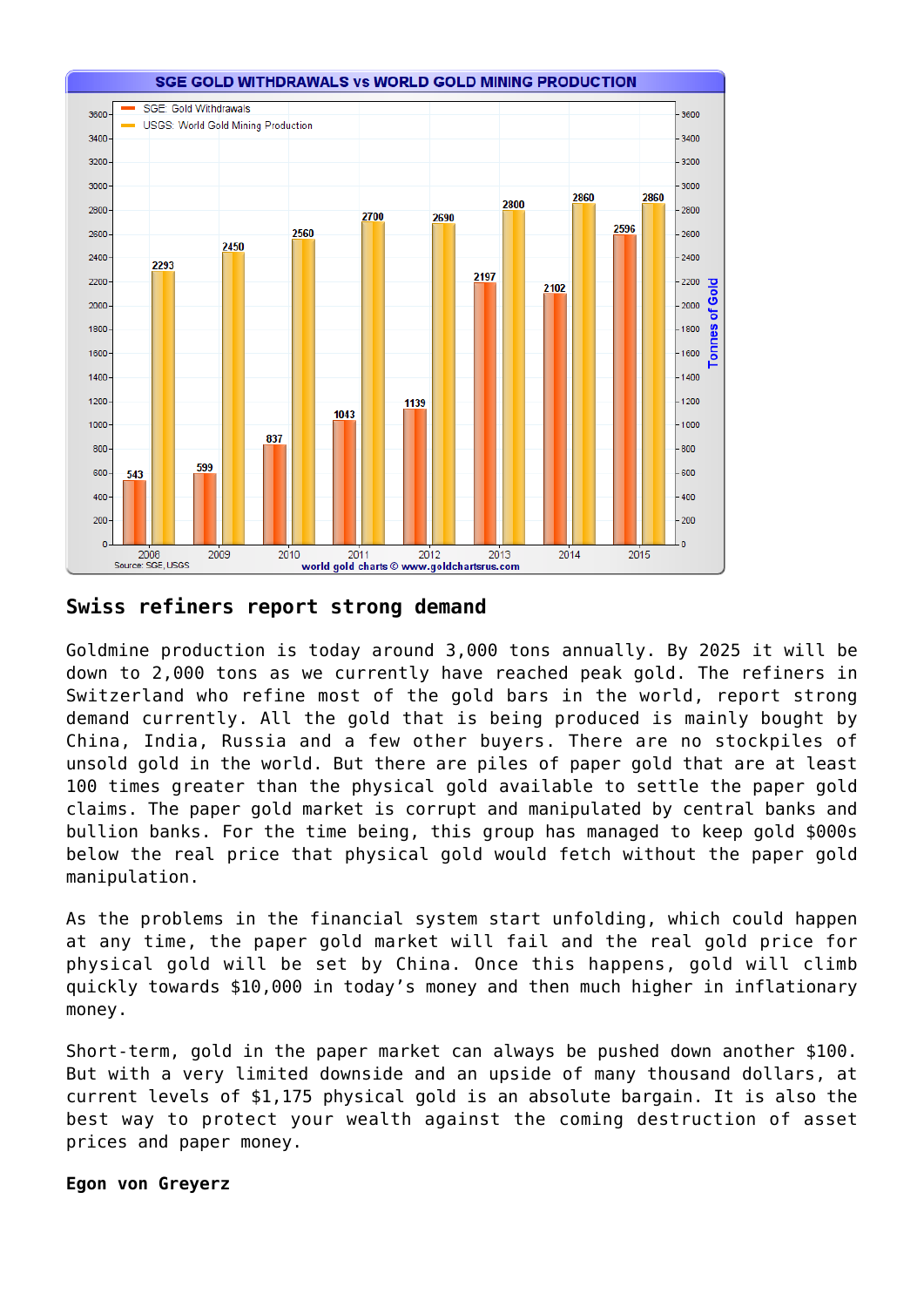**SGE GOLD WITHDRAWALS vs WORLD GOLD MINING PRODUCTION**

| Year | SGE: Gold Withdrawals (Tonnes) | USGS: World Gold Mining Production (Tonnes) |
|---|---|---|
| 2008 | 543 | 2293 |
| 2009 | 599 | 2450 |
| 2010 | 837 | 2560 |
| 2011 | 1043 | 2700 |
| 2012 | 1139 | 2690 |
| 2013 | 2197 | 2800 |
| 2014 | 2102 | 2860 |
| 2015 | 2596 | 2860 |

Source: SGE, USGS — world gold charts © www.goldchartsrus.com

## Swiss refiners report strong demand

Goldmine production is today around 3,000 tons annually. By 2025 it will be down to 2,000 tons as we currently have reached peak gold. The refiners in Switzerland who refine most of the gold bars in the world, report strong demand currently. All the gold that is being produced is mainly bought by China, India, Russia and a few other buyers. There are no stockpiles of unsold gold in the world. But there are piles of paper gold that are at least 100 times greater than the physical gold available to settle the paper gold claims. The paper gold market is corrupt and manipulated by central banks and bullion banks. For the time being, this group has managed to keep gold $000s below the real price that physical gold would fetch without the paper gold manipulation.

As the problems in the financial system start unfolding, which could happen at any time, the paper gold market will fail and the real gold price for physical gold will be set by China. Once this happens, gold will climb quickly towards $10,000 in today's money and then much higher in inflationary money.

Short-term, gold in the paper market can always be pushed down another $100. But with a very limited downside and an upside of many thousand dollars, at current levels of $1,175 physical gold is an absolute bargain. It is also the best way to protect your wealth against the coming destruction of asset prices and paper money.

**Egon von Greyerz**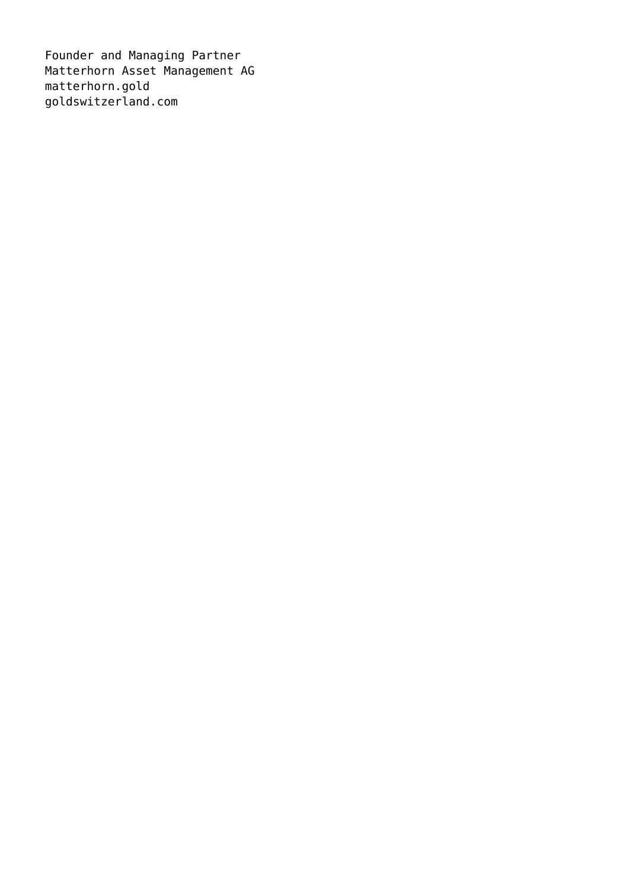Founder and Managing Partner
Matterhorn Asset Management AG
matterhorn.gold
goldswitzerland.com